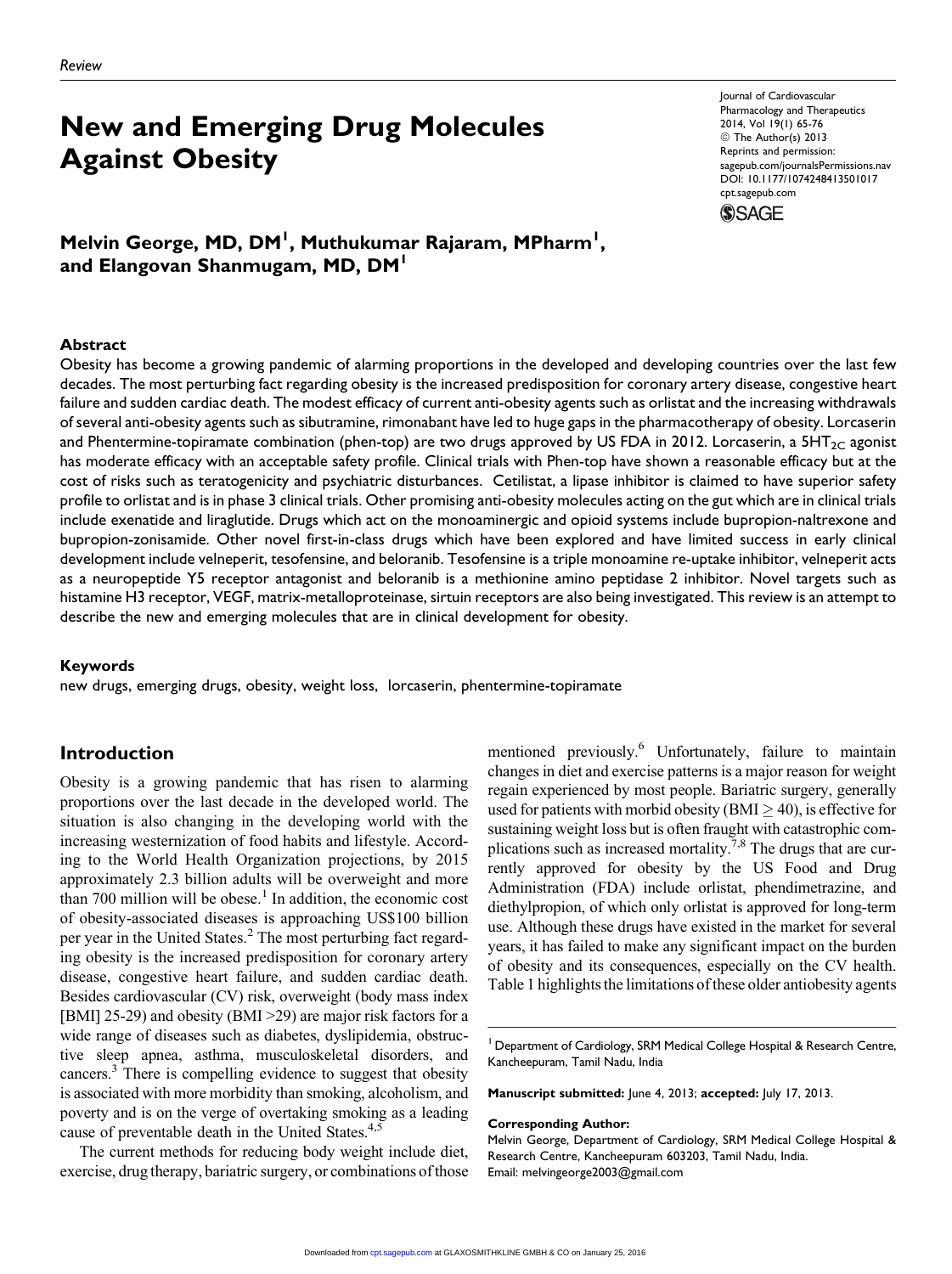Review

# New and Emerging Drug Molecules Against Obesity

Journal of Cardiovascular Pharmacology and Therapeutics
2014, Vol 19(1) 65-76
© The Author(s) 2013
Reprints and permission: sagepub.com/journalsPermissions.nav
DOI: 10.1177/1074248413501017
cpt.sagepub.com

**Melvin George, MD, DM[1], Muthukumar Rajaram, MPharm[1], and Elangovan Shanmugam, MD, DM[1]**

## Abstract

Obesity has become a growing pandemic of alarming proportions in the developed and developing countries over the last few decades. The most perturbing fact regarding obesity is the increased predisposition for coronary artery disease, congestive heart failure and sudden cardiac death. The modest efficacy of current anti-obesity agents such as orlistat and the increasing withdrawals of several anti-obesity agents such as sibutramine, rimonabant have led to huge gaps in the pharmacotherapy of obesity. Lorcaserin and Phentermine-topiramate combination (phen-top) are two drugs approved by US FDA in 2012. Lorcaserin, a $5HT_{2C}$ agonist has moderate efficacy with an acceptable safety profile. Clinical trials with Phen-top have shown a reasonable efficacy but at the cost of risks such as teratogenicity and psychiatric disturbances. Cetilistat, a lipase inhibitor is claimed to have superior safety profile to orlistat and is in phase 3 clinical trials. Other promising anti-obesity molecules acting on the gut which are in clinical trials include exenatide and liraglutide. Drugs which act on the monoaminergic and opioid systems include bupropion-naltrexone and bupropion-zonisamide. Other novel first-in-class drugs which have been explored and have limited success in early clinical development include velneperit, tesofensine, and beloranib. Tesofensine is a triple monoamine re-uptake inhibitor, velneperit acts as a neuropeptide Y5 receptor antagonist and beloranib is a methionine amino peptidase 2 inhibitor. Novel targets such as histamine H3 receptor, VEGF, matrix-metalloproteinase, sirtuin receptors are also being investigated. This review is an attempt to describe the new and emerging molecules that are in clinical development for obesity.

### Keywords

new drugs, emerging drugs, obesity, weight loss, lorcaserin, phentermine-topiramate

## Introduction

Obesity is a growing pandemic that has risen to alarming proportions over the last decade in the developed world. The situation is also changing in the developing world with the increasing westernization of food habits and lifestyle. According to the World Health Organization projections, by 2015 approximately 2.3 billion adults will be overweight and more than 700 million will be obese.[1] In addition, the economic cost of obesity-associated diseases is approaching US$100 billion per year in the United States.[2] The most perturbing fact regarding obesity is the increased predisposition for coronary artery disease, congestive heart failure, and sudden cardiac death. Besides cardiovascular (CV) risk, overweight (body mass index [BMI] 25-29) and obesity (BMI >29) are major risk factors for a wide range of diseases such as diabetes, dyslipidemia, obstructive sleep apnea, asthma, musculoskeletal disorders, and cancers.[3] There is compelling evidence to suggest that obesity is associated with more morbidity than smoking, alcoholism, and poverty and is on the verge of overtaking smoking as a leading cause of preventable death in the United States.[4,5]

The current methods for reducing body weight include diet, exercise, drug therapy, bariatric surgery, or combinations of those mentioned previously.[6] Unfortunately, failure to maintain changes in diet and exercise patterns is a major reason for weight regain experienced by most people. Bariatric surgery, generally used for patients with morbid obesity (BMI $\geq$ 40), is effective for sustaining weight loss but is often fraught with catastrophic complications such as increased mortality.[7,8] The drugs that are currently approved for obesity by the US Food and Drug Administration (FDA) include orlistat, phendimetrazine, and diethylpropion, of which only orlistat is approved for long-term use. Although these drugs have existed in the market for several years, it has failed to make any significant impact on the burden of obesity and its consequences, especially on the CV health. Table 1 highlights the limitations of these older antiobesity agents

[1] Department of Cardiology, SRM Medical College Hospital & Research Centre, Kancheepuram, Tamil Nadu, India

**Manuscript submitted:** June 4, 2013; **accepted:** July 17, 2013.

**Corresponding Author:**
Melvin George, Department of Cardiology, SRM Medical College Hospital & Research Centre, Kancheepuram 603203, Tamil Nadu, India.
Email: melvingeorge2003@gmail.com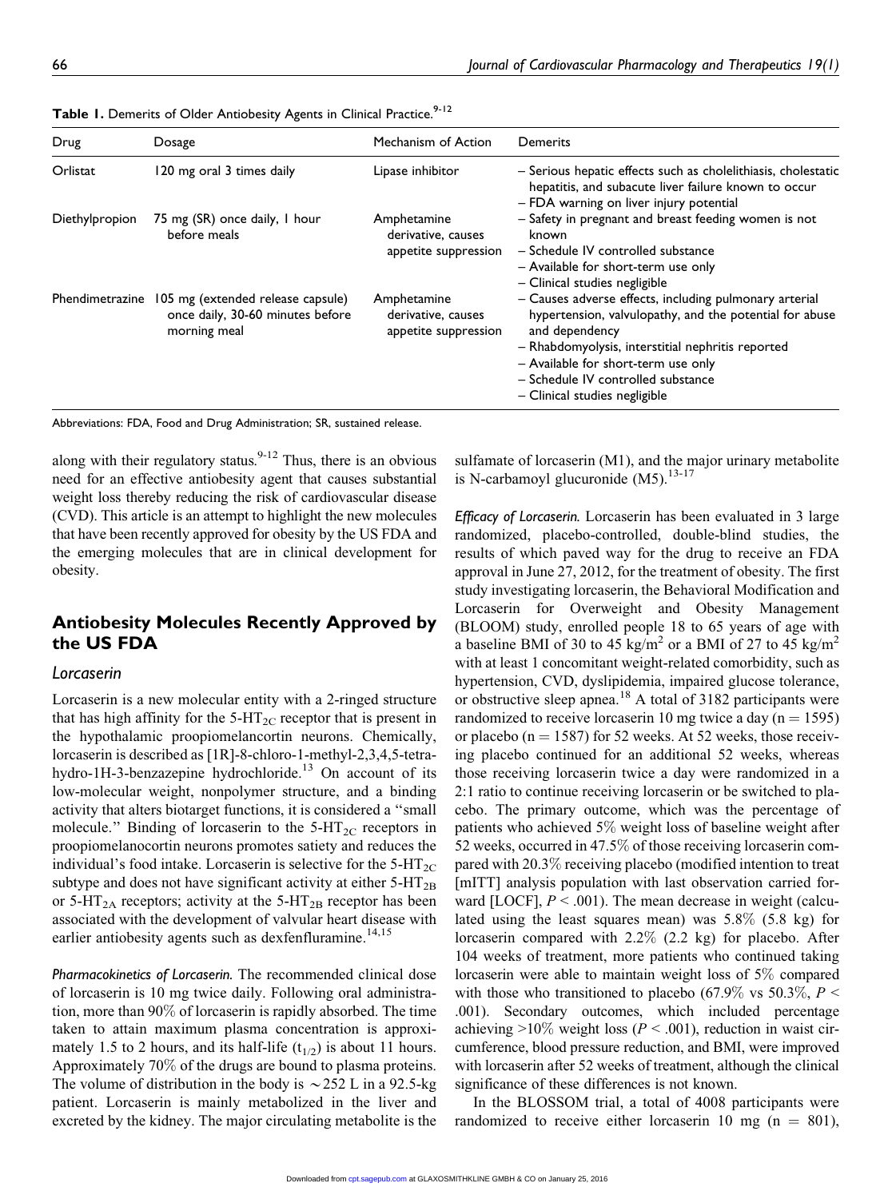**Table 1.** Demerits of Older Antiobesity Agents in Clinical Practice.[9-12]

| Drug | Dosage | Mechanism of Action | Demerits |
|---|---|---|---|
| Orlistat | 120 mg oral 3 times daily | Lipase inhibitor | – Serious hepatic effects such as cholelithiasis, cholestatic hepatitis, and subacute liver failure known to occur<br>– FDA warning on liver injury potential |
| Diethylpropion | 75 mg (SR) once daily, 1 hour before meals | Amphetamine derivative, causes appetite suppression | – Safety in pregnant and breast feeding women is not known<br>– Schedule IV controlled substance<br>– Available for short-term use only<br>– Clinical studies negligible |
| Phendimetrazine | 105 mg (extended release capsule) once daily, 30-60 minutes before morning meal | Amphetamine derivative, causes appetite suppression | – Causes adverse effects, including pulmonary arterial hypertension, valvulopathy, and the potential for abuse and dependency<br>– Rhabdomyolysis, interstitial nephritis reported<br>– Available for short-term use only<br>– Schedule IV controlled substance<br>– Clinical studies negligible |

Abbreviations: FDA, Food and Drug Administration; SR, sustained release.

along with their regulatory status.[9-12] Thus, there is an obvious need for an effective antiobesity agent that causes substantial weight loss thereby reducing the risk of cardiovascular disease (CVD). This article is an attempt to highlight the new molecules that have been recently approved for obesity by the US FDA and the emerging molecules that are in clinical development for obesity.

## Antiobesity Molecules Recently Approved by the US FDA

### Lorcaserin

Lorcaserin is a new molecular entity with a 2-ringed structure that has high affinity for the $5\text{-HT}_{2C}$ receptor that is present in the hypothalamic proopiomelancortin neurons. Chemically, lorcaserin is described as [1R]-8-chloro-1-methyl-2,3,4,5-tetrahydro-1H-3-benzazepine hydrochloride.[13] On account of its low-molecular weight, nonpolymer structure, and a binding activity that alters biotarget functions, it is considered a "small molecule." Binding of lorcaserin to the $5\text{-HT}_{2C}$ receptors in proopiomelancortin neurons promotes satiety and reduces the individual's food intake. Lorcaserin is selective for the $5\text{-HT}_{2C}$ subtype and does not have significant activity at either $5\text{-HT}_{2B}$ or $5\text{-HT}_{2A}$ receptors; activity at the $5\text{-HT}_{2B}$ receptor has been associated with the development of valvular heart disease with earlier antiobesity agents such as dexfenfluramine.[14,15]

*Pharmacokinetics of Lorcaserin.* The recommended clinical dose of lorcaserin is 10 mg twice daily. Following oral administration, more than 90% of lorcaserin is rapidly absorbed. The time taken to attain maximum plasma concentration is approximately 1.5 to 2 hours, and its half-life ($t_{1/2}$) is about 11 hours. Approximately 70% of the drugs are bound to plasma proteins. The volume of distribution in the body is ~252 L in a 92.5-kg patient. Lorcaserin is mainly metabolized in the liver and excreted by the kidney. The major circulating metabolite is the sulfamate of lorcaserin (M1), and the major urinary metabolite is N-carbamoyl glucuronide (M5).[13-17]

*Efficacy of Lorcaserin.* Lorcaserin has been evaluated in 3 large randomized, placebo-controlled, double-blind studies, the results of which paved way for the drug to receive an FDA approval in June 27, 2012, for the treatment of obesity. The first study investigating lorcaserin, the Behavioral Modification and Lorcaserin for Overweight and Obesity Management (BLOOM) study, enrolled people 18 to 65 years of age with a baseline BMI of 30 to 45 kg/m$^2$ or a BMI of 27 to 45 kg/m$^2$ with at least 1 concomitant weight-related comorbidity, such as hypertension, CVD, dyslipidemia, impaired glucose tolerance, or obstructive sleep apnea.[18] A total of 3182 participants were randomized to receive lorcaserin 10 mg twice a day (n = 1595) or placebo (n = 1587) for 52 weeks. At 52 weeks, those receiving placebo continued for an additional 52 weeks, whereas those receiving lorcaserin twice a day were randomized in a 2:1 ratio to continue receiving lorcaserin or be switched to placebo. The primary outcome, which was the percentage of patients who achieved 5% weight loss of baseline weight after 52 weeks, occurred in 47.5% of those receiving lorcaserin compared with 20.3% receiving placebo (modified intention to treat [mITT] analysis population with last observation carried forward [LOCF], $P < .001$). The mean decrease in weight (calculated using the least squares mean) was 5.8% (5.8 kg) for lorcaserin compared with 2.2% (2.2 kg) for placebo. After 104 weeks of treatment, more patients who continued taking lorcaserin were able to maintain weight loss of 5% compared with those who transitioned to placebo (67.9% vs 50.3%, $P < .001$). Secondary outcomes, which included percentage achieving >10% weight loss ($P < .001$), reduction in waist circumference, blood pressure reduction, and BMI, were improved with lorcaserin after 52 weeks of treatment, although the clinical significance of these differences is not known.

In the BLOSSOM trial, a total of 4008 participants were randomized to receive either lorcaserin 10 mg (n = 801),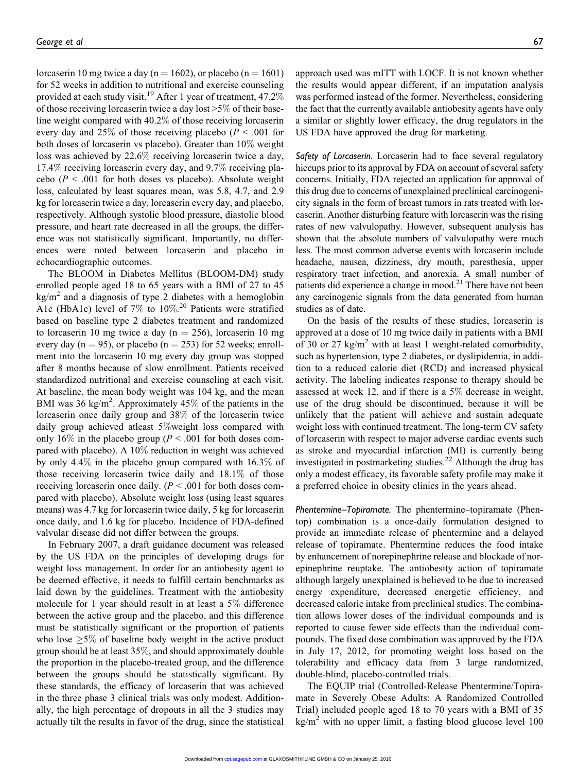lorcaserin 10 mg twice a day (n = 1602), or placebo (n = 1601) for 52 weeks in addition to nutritional and exercise counseling provided at each study visit.[19] After 1 year of treatment, 47.2% of those receiving lorcaserin twice a day lost >5% of their baseline weight compared with 40.2% of those receiving lorcaserin every day and 25% of those receiving placebo ($P < .001$ for both doses of lorcaserin vs placebo). Greater than 10% weight loss was achieved by 22.6% receiving lorcaserin twice a day, 17.4% receiving lorcaserin every day, and 9.7% receiving placebo ($P < .001$ for both doses vs placebo). Absolute weight loss, calculated by least squares mean, was 5.8, 4.7, and 2.9 kg for lorcaserin twice a day, lorcaserin every day, and placebo, respectively. Although systolic blood pressure, diastolic blood pressure, and heart rate decreased in all the groups, the difference was not statistically significant. Importantly, no differences were noted between lorcaserin and placebo in echocardiographic outcomes.

The BLOOM in Diabetes Mellitus (BLOOM-DM) study enrolled people aged 18 to 65 years with a BMI of 27 to 45 kg/m$^2$ and a diagnosis of type 2 diabetes with a hemoglobin A1c (HbA1c) level of 7% to 10%.[20] Patients were stratified based on baseline type 2 diabetes treatment and randomized to lorcaserin 10 mg twice a day (n = 256), lorcaserin 10 mg every day (n = 95), or placebo (n = 253) for 52 weeks; enrollment into the lorcaserin 10 mg every day group was stopped after 8 months because of slow enrollment. Patients received standardized nutritional and exercise counseling at each visit. At baseline, the mean body weight was 104 kg, and the mean BMI was 36 kg/m$^2$. Approximately 45% of the patients in the lorcaserin once daily group and 38% of the lorcaserin twice daily group achieved atleast 5%weight loss compared with only 16% in the placebo group ($P < .001$ for both doses compared with placebo). A 10% reduction in weight was achieved by only 4.4% in the placebo group compared with 16.3% of those receiving lorcaserin twice daily and 18.1% of those receiving lorcaserin once daily. ($P < .001$ for both doses compared with placebo). Absolute weight loss (using least squares means) was 4.7 kg for lorcaserin twice daily, 5 kg for lorcaserin once daily, and 1.6 kg for placebo. Incidence of FDA-defined valvular disease did not differ between the groups.

In February 2007, a draft guidance document was released by the US FDA on the principles of developing drugs for weight loss management. In order for an antiobesity agent to be deemed effective, it needs to fulfill certain benchmarks as laid down by the guidelines. Treatment with the antiobesity molecule for 1 year should result in at least a 5% difference between the active group and the placebo, and this difference must be statistically significant or the proportion of patients who lose ≥5% of baseline body weight in the active product group should be at least 35%, and should approximately double the proportion in the placebo-treated group, and the difference between the groups should be statistically significant. By these standards, the efficacy of lorcaserin that was achieved in the three phase 3 clinical trials was only modest. Additionally, the high percentage of dropouts in all the 3 studies may actually tilt the results in favor of the drug, since the statistical approach used was mITT with LOCF. It is not known whether the results would appear different, if an imputation analysis was performed instead of the former. Nevertheless, considering the fact that the currently available antiobesity agents have only a similar or slightly lower efficacy, the drug regulators in the US FDA have approved the drug for marketing.

*Safety of Lorcaserin.* Lorcaserin had to face several regulatory hiccups prior to its approval by FDA on account of several safety concerns. Initially, FDA rejected an application for approval of this drug due to concerns of unexplained preclinical carcinogenicity signals in the form of breast tumors in rats treated with lorcaserin. Another disturbing feature with lorcaserin was the rising rates of new valvulopathy. However, subsequent analysis has shown that the absolute numbers of valvulopathy were much less. The most common adverse events with lorcaserin include headache, nausea, dizziness, dry mouth, paresthesia, upper respiratory tract infection, and anorexia. A small number of patients did experience a change in mood.[21] There have not been any carcinogenic signals from the data generated from human studies as of date.

On the basis of the results of these studies, lorcaserin is approved at a dose of 10 mg twice daily in patients with a BMI of 30 or 27 kg/m$^2$ with at least 1 weight-related comorbidity, such as hypertension, type 2 diabetes, or dyslipidemia, in addition to a reduced calorie diet (RCD) and increased physical activity. The labeling indicates response to therapy should be assessed at week 12, and if there is a 5% decrease in weight, use of the drug should be discontinued, because it will be unlikely that the patient will achieve and sustain adequate weight loss with continued treatment. The long-term CV safety of lorcaserin with respect to major adverse cardiac events such as stroke and myocardial infarction (MI) is currently being investigated in postmarketing studies.[22] Although the drug has only a modest efficacy, its favorable safety profile may make it a preferred choice in obesity clinics in the years ahead.

*Phentermine–Topiramate.* The phentermine–topiramate (Phentop) combination is a once-daily formulation designed to provide an immediate release of phentermine and a delayed release of topiramate. Phentermine reduces the food intake by enhancement of norepinephrine release and blockade of norepinephrine reuptake. The antiobesity action of topiramate although largely unexplained is believed to be due to increased energy expenditure, decreased energetic efficiency, and decreased caloric intake from preclinical studies. The combination allows lower doses of the individual compounds and is reported to cause fewer side effects than the individual compounds. The fixed dose combination was approved by the FDA in July 17, 2012, for promoting weight loss based on the tolerability and efficacy data from 3 large randomized, double-blind, placebo-controlled trials.

The EQUIP trial (Controlled-Release Phentermine/Topiramate in Severely Obese Adults: A Randomized Controlled Trial) included people aged 18 to 70 years with a BMI of 35 kg/m$^2$ with no upper limit, a fasting blood glucose level 100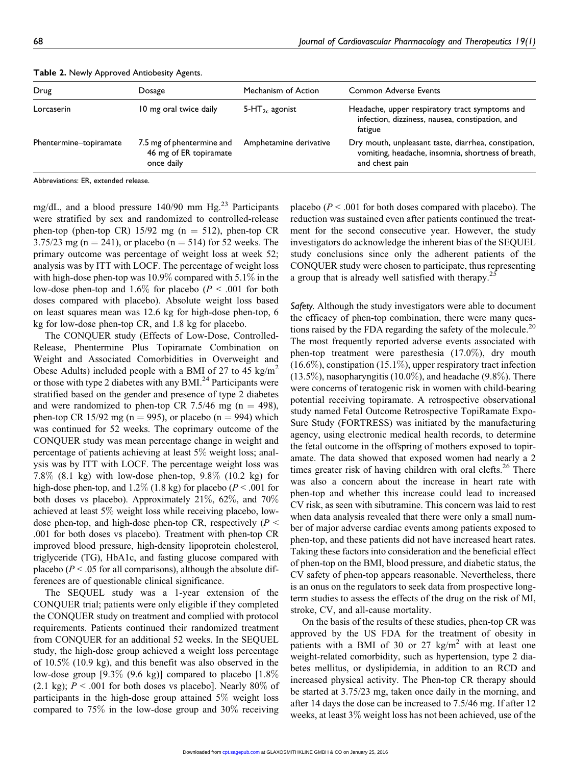**Table 2.** Newly Approved Antiobesity Agents.

| Drug | Dosage | Mechanism of Action | Common Adverse Events |
|---|---|---|---|
| Lorcaserin | 10 mg oral twice daily | 5-HT$_{2c}$ agonist | Headache, upper respiratory tract symptoms and infection, dizziness, nausea, constipation, and fatigue |
| Phentermine–topiramate | 7.5 mg of phentermine and 46 mg of ER topiramate once daily | Amphetamine derivative | Dry mouth, unpleasant taste, diarrhea, constipation, vomiting, headache, insomnia, shortness of breath, and chest pain |

Abbreviations: ER, extended release.

mg/dL, and a blood pressure 140/90 mm Hg.[23] Participants were stratified by sex and randomized to controlled-release phen-top (phen-top CR) 15/92 mg (n = 512), phen-top CR 3.75/23 mg (n = 241), or placebo (n = 514) for 52 weeks. The primary outcome was percentage of weight loss at week 52; analysis was by ITT with LOCF. The percentage of weight loss with high-dose phen-top was 10.9% compared with 5.1% in the low-dose phen-top and 1.6% for placebo ($P < .001$ for both doses compared with placebo). Absolute weight loss based on least squares mean was 12.6 kg for high-dose phen-top, 6 kg for low-dose phen-top CR, and 1.8 kg for placebo.

The CONQUER study (Effects of Low-Dose, Controlled-Release, Phentermine Plus Topiramate Combination on Weight and Associated Comorbidities in Overweight and Obese Adults) included people with a BMI of 27 to 45 kg/m$^2$ or those with type 2 diabetes with any BMI.[24] Participants were stratified based on the gender and presence of type 2 diabetes and were randomized to phen-top CR 7.5/46 mg (n = 498), phen-top CR 15/92 mg (n = 995), or placebo (n = 994) which was continued for 52 weeks. The coprimary outcome of the CONQUER study was mean percentage change in weight and percentage of patients achieving at least 5% weight loss; analysis was by ITT with LOCF. The percentage weight loss was 7.8% (8.1 kg) with low-dose phen-top, 9.8% (10.2 kg) for high-dose phen-top, and 1.2% (1.8 kg) for placebo ($P < .001$ for both doses vs placebo). Approximately 21%, 62%, and 70% achieved at least 5% weight loss while receiving placebo, low-dose phen-top, and high-dose phen-top CR, respectively ($P < .001$ for both doses vs placebo). Treatment with phen-top CR improved blood pressure, high-density lipoprotein cholesterol, triglyceride (TG), HbA1c, and fasting glucose compared with placebo ($P < .05$ for all comparisons), although the absolute differences are of questionable clinical significance.

The SEQUEL study was a 1-year extension of the CONQUER trial; patients were only eligible if they completed the CONQUER study on treatment and complied with protocol requirements. Patients continued their randomized treatment from CONQUER for an additional 52 weeks. In the SEQUEL study, the high-dose group achieved a weight loss percentage of 10.5% (10.9 kg), and this benefit was also observed in the low-dose group [9.3% (9.6 kg)] compared to placebo [1.8% (2.1 kg); $P < .001$ for both doses vs placebo]. Nearly 80% of participants in the high-dose group attained 5% weight loss compared to 75% in the low-dose group and 30% receiving placebo ($P < .001$ for both doses compared with placebo). The reduction was sustained even after patients continued the treatment for the second consecutive year. However, the study investigators do acknowledge the inherent bias of the SEQUEL study conclusions since only the adherent patients of the CONQUER study were chosen to participate, thus representing a group that is already well satisfied with therapy.[25]

*Safety.* Although the study investigators were able to document the efficacy of phen-top combination, there were many questions raised by the FDA regarding the safety of the molecule.[20] The most frequently reported adverse events associated with phen-top treatment were paresthesia (17.0%), dry mouth (16.6%), constipation (15.1%), upper respiratory tract infection (13.5%), nasopharyngitis (10.0%), and headache (9.8%). There were concerns of teratogenic risk in women with child-bearing potential receiving topiramate. A retrospective observational study named Fetal Outcome Retrospective TopiRamate ExpoSure Study (FORTRESS) was initiated by the manufacturing agency, using electronic medical health records, to determine the fetal outcome in the offspring of mothers exposed to topiramate. The data showed that exposed women had nearly a 2 times greater risk of having children with oral clefts.[26] There was also a concern about the increase in heart rate with phen-top and whether this increase could lead to increased CV risk, as seen with sibutramine. This concern was laid to rest when data analysis revealed that there were only a small number of major adverse cardiac events among patients exposed to phen-top, and these patients did not have increased heart rates. Taking these factors into consideration and the beneficial effect of phen-top on the BMI, blood pressure, and diabetic status, the CV safety of phen-top appears reasonable. Nevertheless, there is an onus on the regulators to seek data from prospective long-term studies to assess the effects of the drug on the risk of MI, stroke, CV, and all-cause mortality.

On the basis of the results of these studies, phen-top CR was approved by the US FDA for the treatment of obesity in patients with a BMI of 30 or 27 kg/m$^2$ with at least one weight-related comorbidity, such as hypertension, type 2 diabetes mellitus, or dyslipidemia, in addition to an RCD and increased physical activity. The Phen-top CR therapy should be started at 3.75/23 mg, taken once daily in the morning, and after 14 days the dose can be increased to 7.5/46 mg. If after 12 weeks, at least 3% weight loss has not been achieved, use of the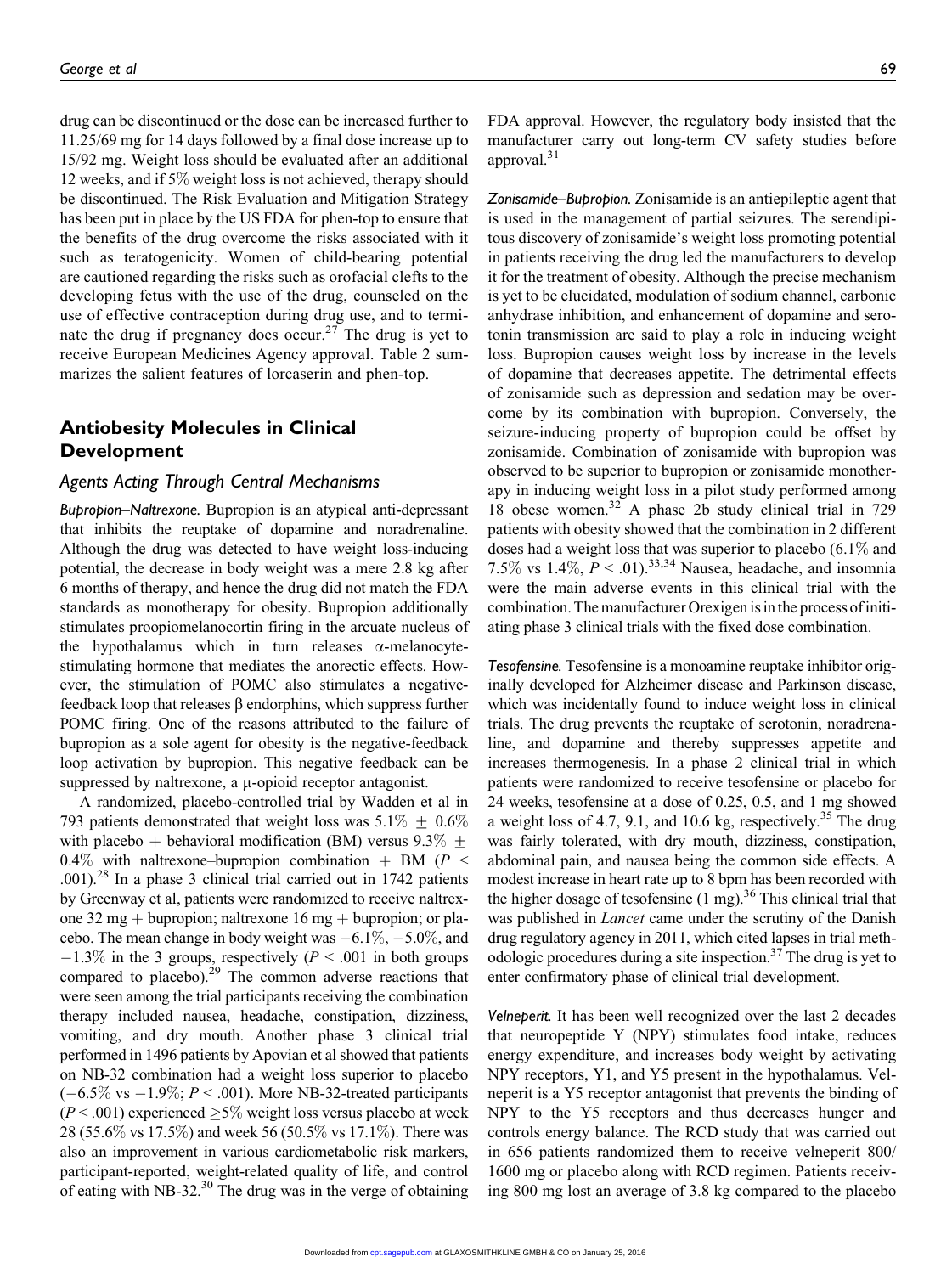drug can be discontinued or the dose can be increased further to 11.25/69 mg for 14 days followed by a final dose increase up to 15/92 mg. Weight loss should be evaluated after an additional 12 weeks, and if 5% weight loss is not achieved, therapy should be discontinued. The Risk Evaluation and Mitigation Strategy has been put in place by the US FDA for phen-top to ensure that the benefits of the drug overcome the risks associated with it such as teratogenicity. Women of child-bearing potential are cautioned regarding the risks such as orofacial clefts to the developing fetus with the use of the drug, counseled on the use of effective contraception during drug use, and to terminate the drug if pregnancy does occur.[27] The drug is yet to receive European Medicines Agency approval. Table 2 summarizes the salient features of lorcaserin and phen-top.

## Antiobesity Molecules in Clinical Development

### Agents Acting Through Central Mechanisms

***Bupropion–Naltrexone.*** Bupropion is an atypical anti-depressant that inhibits the reuptake of dopamine and noradrenaline. Although the drug was detected to have weight loss-inducing potential, the decrease in body weight was a mere 2.8 kg after 6 months of therapy, and hence the drug did not match the FDA standards as monotherapy for obesity. Bupropion additionally stimulates proopiomelanocortin firing in the arcuate nucleus of the hypothalamus which in turn releases α-melanocyte-stimulating hormone that mediates the anorectic effects. However, the stimulation of POMC also stimulates a negative-feedback loop that releases β endorphins, which suppress further POMC firing. One of the reasons attributed to the failure of bupropion as a sole agent for obesity is the negative-feedback loop activation by bupropion. This negative feedback can be suppressed by naltrexone, a μ-opioid receptor antagonist.

A randomized, placebo-controlled trial by Wadden et al in 793 patients demonstrated that weight loss was $5.1\% \pm 0.6\%$ with placebo + behavioral modification (BM) versus $9.3\% \pm 0.4\%$ with naltrexone–bupropion combination + BM ($P < .001$).[28] In a phase 3 clinical trial carried out in 1742 patients by Greenway et al, patients were randomized to receive naltrexone 32 mg + bupropion; naltrexone 16 mg + bupropion; or placebo. The mean change in body weight was −6.1%, −5.0%, and −1.3% in the 3 groups, respectively ($P < .001$ in both groups compared to placebo).[29] The common adverse reactions that were seen among the trial participants receiving the combination therapy included nausea, headache, constipation, dizziness, vomiting, and dry mouth. Another phase 3 clinical trial performed in 1496 patients by Apovian et al showed that patients on NB-32 combination had a weight loss superior to placebo (−6.5% vs −1.9%; $P < .001$). More NB-32-treated participants ($P < .001$) experienced ≥5% weight loss versus placebo at week 28 (55.6% vs 17.5%) and week 56 (50.5% vs 17.1%). There was also an improvement in various cardiometabolic risk markers, participant-reported, weight-related quality of life, and control of eating with NB-32.[30] The drug was in the verge of obtaining FDA approval. However, the regulatory body insisted that the manufacturer carry out long-term CV safety studies before approval.[31]

***Zonisamide–Bupropion.*** Zonisamide is an antiepileptic agent that is used in the management of partial seizures. The serendipitous discovery of zonisamide's weight loss promoting potential in patients receiving the drug led the manufacturers to develop it for the treatment of obesity. Although the precise mechanism is yet to be elucidated, modulation of sodium channel, carbonic anhydrase inhibition, and enhancement of dopamine and serotonin transmission are said to play a role in inducing weight loss. Bupropion causes weight loss by increase in the levels of dopamine that decreases appetite. The detrimental effects of zonisamide such as depression and sedation may be overcome by its combination with bupropion. Conversely, the seizure-inducing property of bupropion could be offset by zonisamide. Combination of zonisamide with bupropion was observed to be superior to bupropion or zonisamide monotherapy in inducing weight loss in a pilot study performed among 18 obese women.[32] A phase 2b study clinical trial in 729 patients with obesity showed that the combination in 2 different doses had a weight loss that was superior to placebo (6.1% and 7.5% vs 1.4%, $P < .01$).[33,34] Nausea, headache, and insomnia were the main adverse events in this clinical trial with the combination. The manufacturer Orexigen is in the process of initiating phase 3 clinical trials with the fixed dose combination.

***Tesofensine.*** Tesofensine is a monoamine reuptake inhibitor originally developed for Alzheimer disease and Parkinson disease, which was incidentally found to induce weight loss in clinical trials. The drug prevents the reuptake of serotonin, noradrenaline, and dopamine and thereby suppresses appetite and increases thermogenesis. In a phase 2 clinical trial in which patients were randomized to receive tesofensine or placebo for 24 weeks, tesofensine at a dose of 0.25, 0.5, and 1 mg showed a weight loss of 4.7, 9.1, and 10.6 kg, respectively.[35] The drug was fairly tolerated, with dry mouth, dizziness, constipation, abdominal pain, and nausea being the common side effects. A modest increase in heart rate up to 8 bpm has been recorded with the higher dosage of tesofensine (1 mg).[36] This clinical trial that was published in *Lancet* came under the scrutiny of the Danish drug regulatory agency in 2011, which cited lapses in trial methodologic procedures during a site inspection.[37] The drug is yet to enter confirmatory phase of clinical trial development.

***Velneperit.*** It has been well recognized over the last 2 decades that neuropeptide Y (NPY) stimulates food intake, reduces energy expenditure, and increases body weight by activating NPY receptors, Y1, and Y5 present in the hypothalamus. Velneperit is a Y5 receptor antagonist that prevents the binding of NPY to the Y5 receptors and thus decreases hunger and controls energy balance. The RCD study that was carried out in 656 patients randomized them to receive velneperit 800/1600 mg or placebo along with RCD regimen. Patients receiving 800 mg lost an average of 3.8 kg compared to the placebo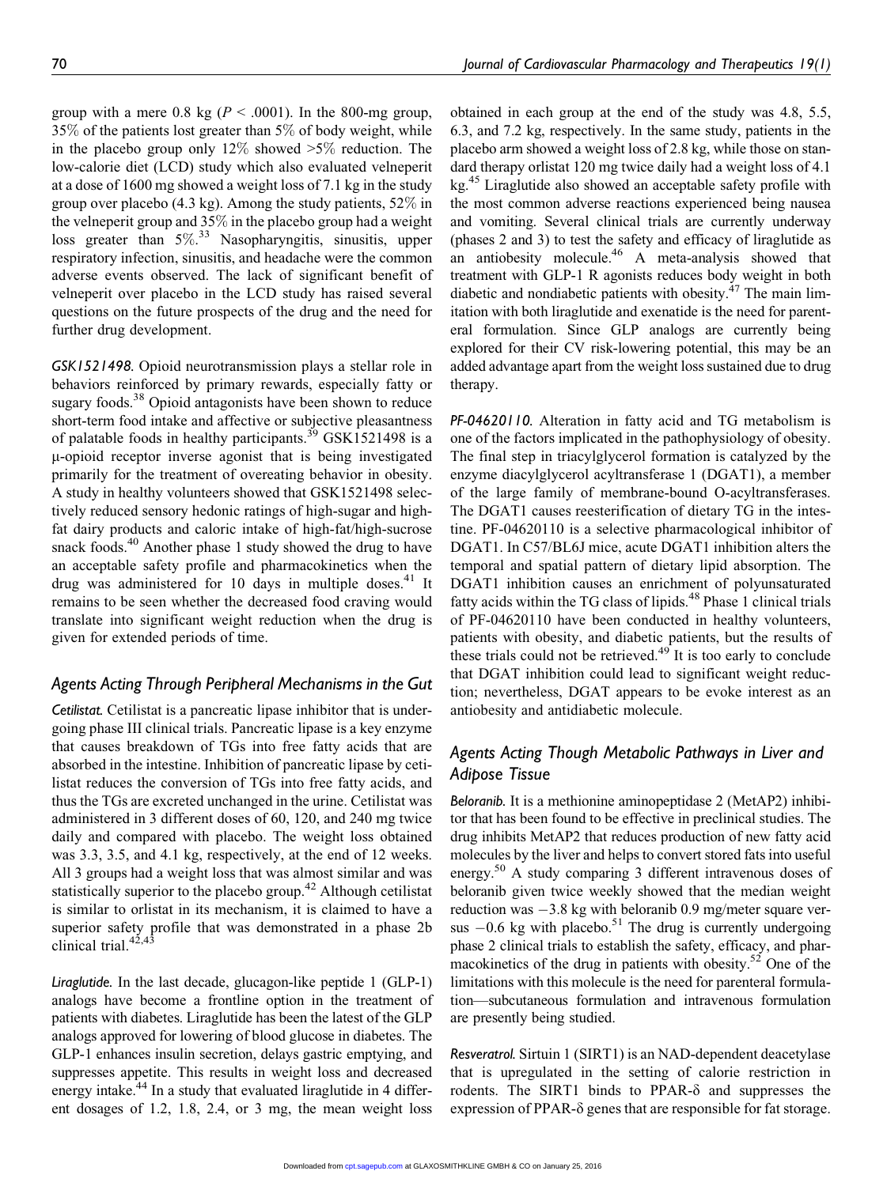group with a mere 0.8 kg ($P < .0001$). In the 800-mg group, 35% of the patients lost greater than 5% of body weight, while in the placebo group only 12% showed >5% reduction. The low-calorie diet (LCD) study which also evaluated velneperit at a dose of 1600 mg showed a weight loss of 7.1 kg in the study group over placebo (4.3 kg). Among the study patients, 52% in the velneperit group and 35% in the placebo group had a weight loss greater than 5%.[33] Nasopharyngitis, sinusitis, upper respiratory infection, sinusitis, and headache were the common adverse events observed. The lack of significant benefit of velneperit over placebo in the LCD study has raised several questions on the future prospects of the drug and the need for further drug development.

*GSK1521498.* Opioid neurotransmission plays a stellar role in behaviors reinforced by primary rewards, especially fatty or sugary foods.[38] Opioid antagonists have been shown to reduce short-term food intake and affective or subjective pleasantness of palatable foods in healthy participants.[39] GSK1521498 is a μ-opioid receptor inverse agonist that is being investigated primarily for the treatment of overeating behavior in obesity. A study in healthy volunteers showed that GSK1521498 selectively reduced sensory hedonic ratings of high-sugar and high-fat dairy products and caloric intake of high-fat/high-sucrose snack foods.[40] Another phase 1 study showed the drug to have an acceptable safety profile and pharmacokinetics when the drug was administered for 10 days in multiple doses.[41] It remains to be seen whether the decreased food craving would translate into significant weight reduction when the drug is given for extended periods of time.

## Agents Acting Through Peripheral Mechanisms in the Gut

*Cetilistat.* Cetilistat is a pancreatic lipase inhibitor that is undergoing phase III clinical trials. Pancreatic lipase is a key enzyme that causes breakdown of TGs into free fatty acids that are absorbed in the intestine. Inhibition of pancreatic lipase by cetilistat reduces the conversion of TGs into free fatty acids, and thus the TGs are excreted unchanged in the urine. Cetilistat was administered in 3 different doses of 60, 120, and 240 mg twice daily and compared with placebo. The weight loss obtained was 3.3, 3.5, and 4.1 kg, respectively, at the end of 12 weeks. All 3 groups had a weight loss that was almost similar and was statistically superior to the placebo group.[42] Although cetilistat is similar to orlistat in its mechanism, it is claimed to have a superior safety profile that was demonstrated in a phase 2b clinical trial.[42,43]

*Liraglutide.* In the last decade, glucagon-like peptide 1 (GLP-1) analogs have become a frontline option in the treatment of patients with diabetes. Liraglutide has been the latest of the GLP analogs approved for lowering of blood glucose in diabetes. The GLP-1 enhances insulin secretion, delays gastric emptying, and suppresses appetite. This results in weight loss and decreased energy intake.[44] In a study that evaluated liraglutide in 4 different dosages of 1.2, 1.8, 2.4, or 3 mg, the mean weight loss obtained in each group at the end of the study was 4.8, 5.5, 6.3, and 7.2 kg, respectively. In the same study, patients in the placebo arm showed a weight loss of 2.8 kg, while those on standard therapy orlistat 120 mg twice daily had a weight loss of 4.1 kg.[45] Liraglutide also showed an acceptable safety profile with the most common adverse reactions experienced being nausea and vomiting. Several clinical trials are currently underway (phases 2 and 3) to test the safety and efficacy of liraglutide as an antiobesity molecule.[46] A meta-analysis showed that treatment with GLP-1 R agonists reduces body weight in both diabetic and nondiabetic patients with obesity.[47] The main limitation with both liraglutide and exenatide is the need for parenteral formulation. Since GLP analogs are currently being explored for their CV risk-lowering potential, this may be an added advantage apart from the weight loss sustained due to drug therapy.

*PF-04620110.* Alteration in fatty acid and TG metabolism is one of the factors implicated in the pathophysiology of obesity. The final step in triacylglycerol formation is catalyzed by the enzyme diacylglycerol acyltransferase 1 (DGAT1), a member of the large family of membrane-bound O-acyltransferases. The DGAT1 causes reesterification of dietary TG in the intestine. PF-04620110 is a selective pharmacological inhibitor of DGAT1. In C57/BL6J mice, acute DGAT1 inhibition alters the temporal and spatial pattern of dietary lipid absorption. The DGAT1 inhibition causes an enrichment of polyunsaturated fatty acids within the TG class of lipids.[48] Phase 1 clinical trials of PF-04620110 have been conducted in healthy volunteers, patients with obesity, and diabetic patients, but the results of these trials could not be retrieved.[49] It is too early to conclude that DGAT inhibition could lead to significant weight reduction; nevertheless, DGAT appears to be evoke interest as an antiobesity and antidiabetic molecule.

## Agents Acting Though Metabolic Pathways in Liver and Adipose Tissue

*Beloranib.* It is a methionine aminopeptidase 2 (MetAP2) inhibitor that has been found to be effective in preclinical studies. The drug inhibits MetAP2 that reduces production of new fatty acid molecules by the liver and helps to convert stored fats into useful energy.[50] A study comparing 3 different intravenous doses of beloranib given twice weekly showed that the median weight reduction was −3.8 kg with beloranib 0.9 mg/meter square versus −0.6 kg with placebo.[51] The drug is currently undergoing phase 2 clinical trials to establish the safety, efficacy, and pharmacokinetics of the drug in patients with obesity.[52] One of the limitations with this molecule is the need for parenteral formulation—subcutaneous formulation and intravenous formulation are presently being studied.

*Resveratrol.* Sirtuin 1 (SIRT1) is an NAD-dependent deacetylase that is upregulated in the setting of calorie restriction in rodents. The SIRT1 binds to PPAR-δ and suppresses the expression of PPAR-δ genes that are responsible for fat storage.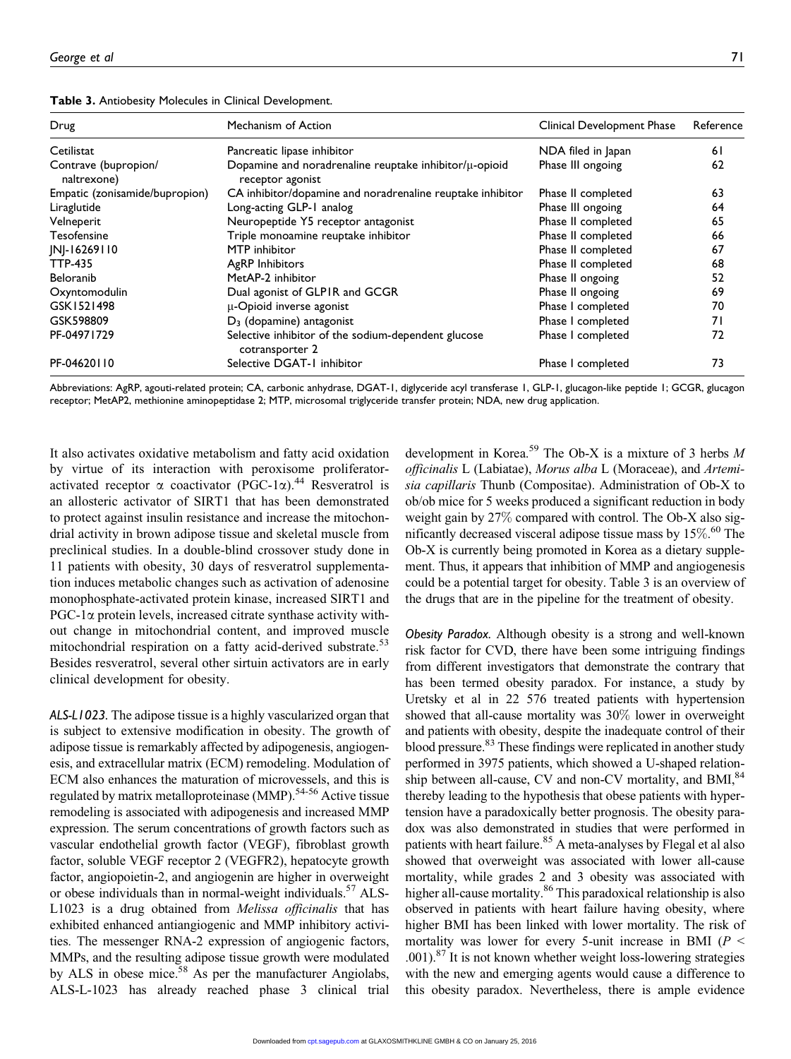**Table 3.** Antiobesity Molecules in Clinical Development.

| Drug | Mechanism of Action | Clinical Development Phase | Reference |
|---|---|---|---|
| Cetilistat | Pancreatic lipase inhibitor | NDA filed in Japan | 61 |
| Contrave (bupropion/naltrexone) | Dopamine and noradrenaline reuptake inhibitor/μ-opioid receptor agonist | Phase III ongoing | 62 |
| Empatic (zonisamide/bupropion) | CA inhibitor/dopamine and noradrenaline reuptake inhibitor | Phase II completed | 63 |
| Liraglutide | Long-acting GLP-1 analog | Phase III ongoing | 64 |
| Velneperit | Neuropeptide Y5 receptor antagonist | Phase II completed | 65 |
| Tesofensine | Triple monoamine reuptake inhibitor | Phase II completed | 66 |
| JNJ-16269110 | MTP inhibitor | Phase II completed | 67 |
| TTP-435 | AgRP Inhibitors | Phase II completed | 68 |
| Beloranib | MetAP-2 inhibitor | Phase II ongoing | 52 |
| Oxyntomodulin | Dual agonist of GLP1R and GCGR | Phase II ongoing | 69 |
| GSK1521498 | μ-Opioid inverse agonist | Phase I completed | 70 |
| GSK598809 | $D_3$ (dopamine) antagonist | Phase I completed | 71 |
| PF-04971729 | Selective inhibitor of the sodium-dependent glucose cotransporter 2 | Phase I completed | 72 |
| PF-04620110 | Selective DGAT-1 inhibitor | Phase I completed | 73 |

Abbreviations: AgRP, agouti-related protein; CA, carbonic anhydrase, DGAT-1, diglyceride acyl transferase 1, GLP-1, glucagon-like peptide 1; GCGR, glucagon receptor; MetAP2, methionine aminopeptidase 2; MTP, microsomal triglyceride transfer protein; NDA, new drug application.

It also activates oxidative metabolism and fatty acid oxidation by virtue of its interaction with peroxisome proliferator-activated receptor α coactivator (PGC-1α).[44] Resveratrol is an allosteric activator of SIRT1 that has been demonstrated to protect against insulin resistance and increase the mitochondrial activity in brown adipose tissue and skeletal muscle from preclinical studies. In a double-blind crossover study done in 11 patients with obesity, 30 days of resveratrol supplementation induces metabolic changes such as activation of adenosine monophosphate-activated protein kinase, increased SIRT1 and PGC-1α protein levels, increased citrate synthase activity without change in mitochondrial content, and improved muscle mitochondrial respiration on a fatty acid-derived substrate.[53] Besides resveratrol, several other sirtuin activators are in early clinical development for obesity.

*ALS-L1023.* The adipose tissue is a highly vascularized organ that is subject to extensive modification in obesity. The growth of adipose tissue is remarkably affected by adipogenesis, angiogenesis, and extracellular matrix (ECM) remodeling. Modulation of ECM also enhances the maturation of microvessels, and this is regulated by matrix metalloproteinase (MMP).[54-56] Active tissue remodeling is associated with adipogenesis and increased MMP expression. The serum concentrations of growth factors such as vascular endothelial growth factor (VEGF), fibroblast growth factor, soluble VEGF receptor 2 (VEGFR2), hepatocyte growth factor, angiopoietin-2, and angiogenin are higher in overweight or obese individuals than in normal-weight individuals.[57] ALS-L1023 is a drug obtained from *Melissa officinalis* that has exhibited enhanced antiangiogenic and MMP inhibitory activities. The messenger RNA-2 expression of angiogenic factors, MMPs, and the resulting adipose tissue growth were modulated by ALS in obese mice.[58] As per the manufacturer Angiolabs, ALS-L-1023 has already reached phase 3 clinical trial development in Korea.[59] The Ob-X is a mixture of 3 herbs *M officinalis* L (Labiatae), *Morus alba* L (Moraceae), and *Artemisia capillaris* Thunb (Compositae). Administration of Ob-X to ob/ob mice for 5 weeks produced a significant reduction in body weight gain by 27% compared with control. The Ob-X also significantly decreased visceral adipose tissue mass by 15%.[60] The Ob-X is currently being promoted in Korea as a dietary supplement. Thus, it appears that inhibition of MMP and angiogenesis could be a potential target for obesity. Table 3 is an overview of the drugs that are in the pipeline for the treatment of obesity.

*Obesity Paradox.* Although obesity is a strong and well-known risk factor for CVD, there have been some intriguing findings from different investigators that demonstrate the contrary that has been termed obesity paradox. For instance, a study by Uretsky et al in 22 576 treated patients with hypertension showed that all-cause mortality was 30% lower in overweight and patients with obesity, despite the inadequate control of their blood pressure.[83] These findings were replicated in another study performed in 3975 patients, which showed a U-shaped relationship between all-cause, CV and non-CV mortality, and BMI,[84] thereby leading to the hypothesis that obese patients with hypertension have a paradoxically better prognosis. The obesity paradox was also demonstrated in studies that were performed in patients with heart failure.[85] A meta-analyses by Flegal et al also showed that overweight was associated with lower all-cause mortality, while grades 2 and 3 obesity was associated with higher all-cause mortality.[86] This paradoxical relationship is also observed in patients with heart failure having obesity, where higher BMI has been linked with lower mortality. The risk of mortality was lower for every 5-unit increase in BMI ($P < .001$).[87] It is not known whether weight loss-lowering strategies with the new and emerging agents would cause a difference to this obesity paradox. Nevertheless, there is ample evidence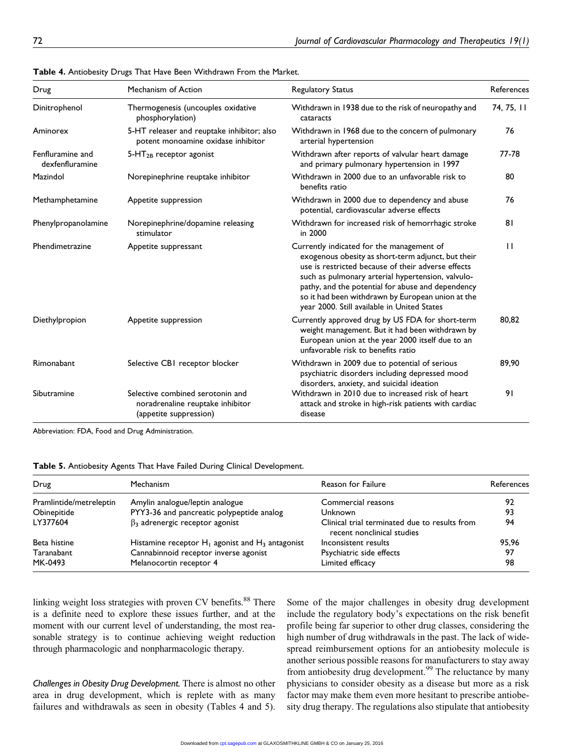**Table 4.** Antiobesity Drugs That Have Been Withdrawn From the Market.

| Drug | Mechanism of Action | Regulatory Status | References |
|---|---|---|---|
| Dinitrophenol | Thermogenesis (uncouples oxidative phosphorylation) | Withdrawn in 1938 due to the risk of neuropathy and cataracts | 74, 75, 11 |
| Aminorex | 5-HT releaser and reuptake inhibitor; also potent monoamine oxidase inhibitor | Withdrawn in 1968 due to the concern of pulmonary arterial hypertension | 76 |
| Fenfluramine and dexfenfluramine | 5-$HT_{2B}$ receptor agonist | Withdrawn after reports of valvular heart damage and primary pulmonary hypertension in 1997 | 77-78 |
| Mazindol | Norepinephrine reuptake inhibitor | Withdrawn in 2000 due to an unfavorable risk to benefits ratio | 80 |
| Methamphetamine | Appetite suppression | Withdrawn in 2000 due to dependency and abuse potential, cardiovascular adverse effects | 76 |
| Phenylpropanolamine | Norepinephrine/dopamine releasing stimulator | Withdrawn for increased risk of hemorrhagic stroke in 2000 | 81 |
| Phendimetrazine | Appetite suppressant | Currently indicated for the management of exogenous obesity as short-term adjunct, but their use is restricted because of their adverse effects such as pulmonary arterial hypertension, valvulopathy, and the potential for abuse and dependency so it had been withdrawn by European union at the year 2000. Still available in United States | 11 |
| Diethylpropion | Appetite suppression | Currently approved drug by US FDA for short-term weight management. But it had been withdrawn by European union at the year 2000 itself due to an unfavorable risk to benefits ratio | 80,82 |
| Rimonabant | Selective CB1 receptor blocker | Withdrawn in 2009 due to potential of serious psychiatric disorders including depressed mood disorders, anxiety, and suicidal ideation | 89,90 |
| Sibutramine | Selective combined serotonin and noradrenaline reuptake inhibitor (appetite suppression) | Withdrawn in 2010 due to increased risk of heart attack and stroke in high-risk patients with cardiac disease | 91 |

Abbreviation: FDA, Food and Drug Administration.

**Table 5.** Antiobesity Agents That Have Failed During Clinical Development.

| Drug | Mechanism | Reason for Failure | References |
|---|---|---|---|
| Pramlintide/metreleptin | Amylin analogue/leptin analogue | Commercial reasons | 92 |
| Obinepitide | PYY3-36 and pancreatic polypeptide analog | Unknown | 93 |
| LY377604 | $\beta_3$ adrenergic receptor agonist | Clinical trial terminated due to results from recent nonclinical studies | 94 |
| Beta histine | Histamine receptor $H_1$ agonist and $H_3$ antagonist | Inconsistent results | 95,96 |
| Taranabant | Cannabinnoid receptor inverse agonist | Psychiatric side effects | 97 |
| MK-0493 | Melanocortin receptor 4 | Limited efficacy | 98 |

linking weight loss strategies with proven CV benefits.[88] There is a definite need to explore these issues further, and at the moment with our current level of understanding, the most reasonable strategy is to continue achieving weight reduction through pharmacologic and nonpharmacologic therapy.

*Challenges in Obesity Drug Development.* There is almost no other area in drug development, which is replete with as many failures and withdrawals as seen in obesity (Tables 4 and 5). Some of the major challenges in obesity drug development include the regulatory body's expectations on the risk benefit profile being far superior to other drug classes, considering the high number of drug withdrawals in the past. The lack of widespread reimbursement options for an antiobesity molecule is another serious possible reasons for manufacturers to stay away from antiobesity drug development.[99] The reluctance by many physicians to consider obesity as a disease but more as a risk factor may make them even more hesitant to prescribe antiobesity drug therapy. The regulations also stipulate that antiobesity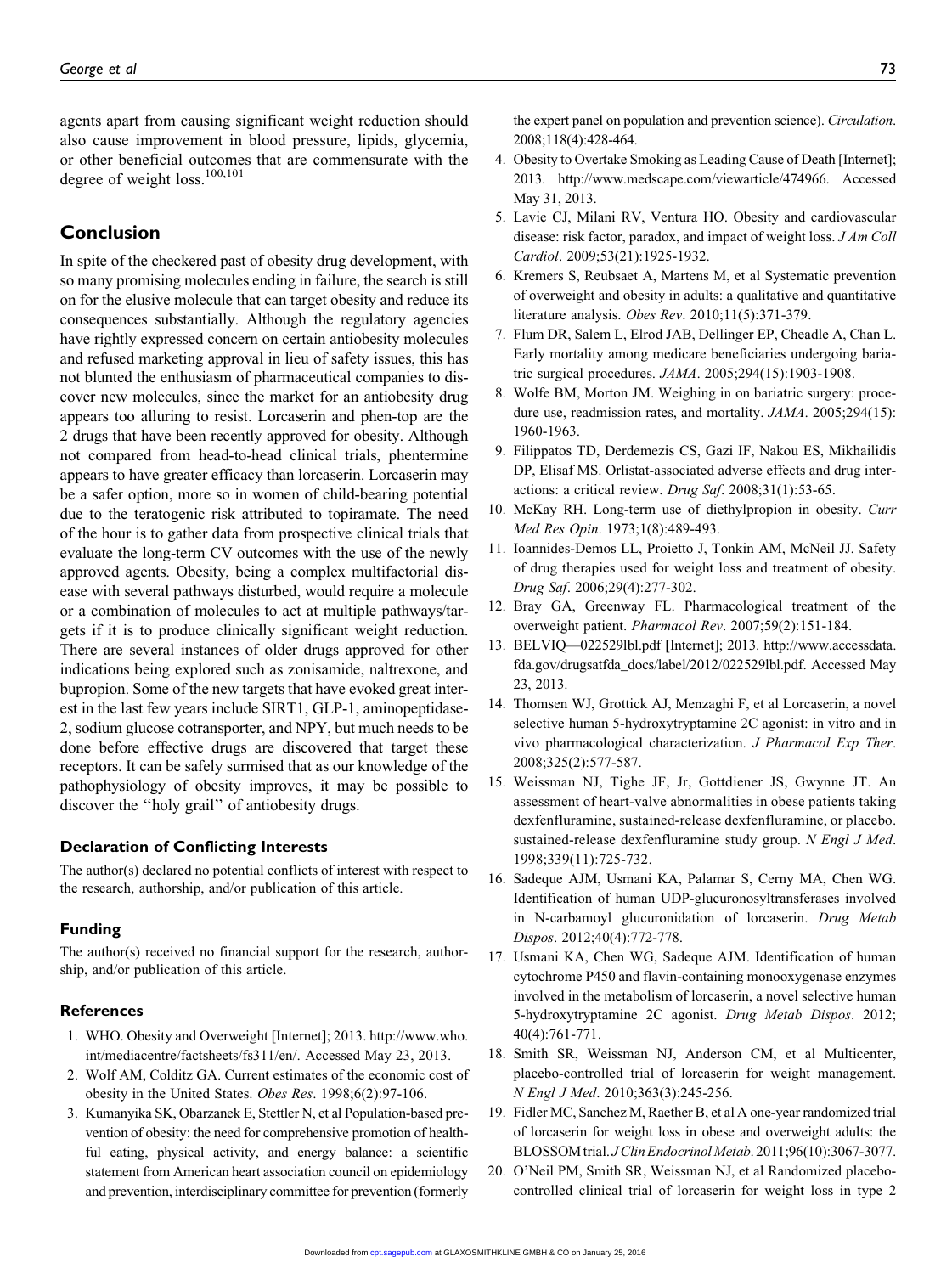agents apart from causing significant weight reduction should also cause improvement in blood pressure, lipids, glycemia, or other beneficial outcomes that are commensurate with the degree of weight loss.[100,101]

## Conclusion

In spite of the checkered past of obesity drug development, with so many promising molecules ending in failure, the search is still on for the elusive molecule that can target obesity and reduce its consequences substantially. Although the regulatory agencies have rightly expressed concern on certain antiobesity molecules and refused marketing approval in lieu of safety issues, this has not blunted the enthusiasm of pharmaceutical companies to discover new molecules, since the market for an antiobesity drug appears too alluring to resist. Lorcaserin and phen-top are the 2 drugs that have been recently approved for obesity. Although not compared from head-to-head clinical trials, phentermine appears to have greater efficacy than lorcaserin. Lorcaserin may be a safer option, more so in women of child-bearing potential due to the teratogenic risk attributed to topiramate. The need of the hour is to gather data from prospective clinical trials that evaluate the long-term CV outcomes with the use of the newly approved agents. Obesity, being a complex multifactorial disease with several pathways disturbed, would require a molecule or a combination of molecules to act at multiple pathways/targets if it is to produce clinically significant weight reduction. There are several instances of older drugs approved for other indications being explored such as zonisamide, naltrexone, and bupropion. Some of the new targets that have evoked great interest in the last few years include SIRT1, GLP-1, aminopeptidase-2, sodium glucose cotransporter, and NPY, but much needs to be done before effective drugs are discovered that target these receptors. It can be safely surmised that as our knowledge of the pathophysiology of obesity improves, it may be possible to discover the ''holy grail'' of antiobesity drugs.

### Declaration of Conflicting Interests

The author(s) declared no potential conflicts of interest with respect to the research, authorship, and/or publication of this article.

### Funding

The author(s) received no financial support for the research, authorship, and/or publication of this article.

### References

1. WHO. Obesity and Overweight [Internet]; 2013. http://www.who.int/mediacentre/factsheets/fs311/en/. Accessed May 23, 2013.
2. Wolf AM, Colditz GA. Current estimates of the economic cost of obesity in the United States. *Obes Res*. 1998;6(2):97-106.
3. Kumanyika SK, Obarzanek E, Stettler N, et al Population-based prevention of obesity: the need for comprehensive promotion of healthful eating, physical activity, and energy balance: a scientific statement from American heart association council on epidemiology and prevention, interdisciplinary committee for prevention (formerly the expert panel on population and prevention science). *Circulation*. 2008;118(4):428-464.
4. Obesity to Overtake Smoking as Leading Cause of Death [Internet]; 2013. http://www.medscape.com/viewarticle/474966. Accessed May 31, 2013.
5. Lavie CJ, Milani RV, Ventura HO. Obesity and cardiovascular disease: risk factor, paradox, and impact of weight loss. *J Am Coll Cardiol*. 2009;53(21):1925-1932.
6. Kremers S, Reubsaet A, Martens M, et al Systematic prevention of overweight and obesity in adults: a qualitative and quantitative literature analysis. *Obes Rev*. 2010;11(5):371-379.
7. Flum DR, Salem L, Elrod JAB, Dellinger EP, Cheadle A, Chan L. Early mortality among medicare beneficiaries undergoing bariatric surgical procedures. *JAMA*. 2005;294(15):1903-1908.
8. Wolfe BM, Morton JM. Weighing in on bariatric surgery: procedure use, readmission rates, and mortality. *JAMA*. 2005;294(15): 1960-1963.
9. Filippatos TD, Derdemezis CS, Gazi IF, Nakou ES, Mikhailidis DP, Elisaf MS. Orlistat-associated adverse effects and drug interactions: a critical review. *Drug Saf*. 2008;31(1):53-65.
10. McKay RH. Long-term use of diethylpropion in obesity. *Curr Med Res Opin*. 1973;1(8):489-493.
11. Ioannides-Demos LL, Proietto J, Tonkin AM, McNeil JJ. Safety of drug therapies used for weight loss and treatment of obesity. *Drug Saf*. 2006;29(4):277-302.
12. Bray GA, Greenway FL. Pharmacological treatment of the overweight patient. *Pharmacol Rev*. 2007;59(2):151-184.
13. BELVIQ—022529lbl.pdf [Internet]; 2013. http://www.accessdata.fda.gov/drugsatfda_docs/label/2012/022529lbl.pdf. Accessed May 23, 2013.
14. Thomsen WJ, Grottick AJ, Menzaghi F, et al Lorcaserin, a novel selective human 5-hydroxytryptamine 2C agonist: in vitro and in vivo pharmacological characterization. *J Pharmacol Exp Ther*. 2008;325(2):577-587.
15. Weissman NJ, Tighe JF, Jr, Gottdiener JS, Gwynne JT. An assessment of heart-valve abnormalities in obese patients taking dexfenfluramine, sustained-release dexfenfluramine, or placebo. sustained-release dexfenfluramine study group. *N Engl J Med*. 1998;339(11):725-732.
16. Sadeque AJM, Usmani KA, Palamar S, Cerny MA, Chen WG. Identification of human UDP-glucuronosyltransferases involved in N-carbamoyl glucuronidation of lorcaserin. *Drug Metab Dispos*. 2012;40(4):772-778.
17. Usmani KA, Chen WG, Sadeque AJM. Identification of human cytochrome P450 and flavin-containing monooxygenase enzymes involved in the metabolism of lorcaserin, a novel selective human 5-hydroxytryptamine 2C agonist. *Drug Metab Dispos*. 2012; 40(4):761-771.
18. Smith SR, Weissman NJ, Anderson CM, et al Multicenter, placebo-controlled trial of lorcaserin for weight management. *N Engl J Med*. 2010;363(3):245-256.
19. Fidler MC, Sanchez M, Raether B, et al A one-year randomized trial of lorcaserin for weight loss in obese and overweight adults: the BLOSSOM trial. *J Clin Endocrinol Metab*. 2011;96(10):3067-3077.
20. O'Neil PM, Smith SR, Weissman NJ, et al Randomized placebo-controlled clinical trial of lorcaserin for weight loss in type 2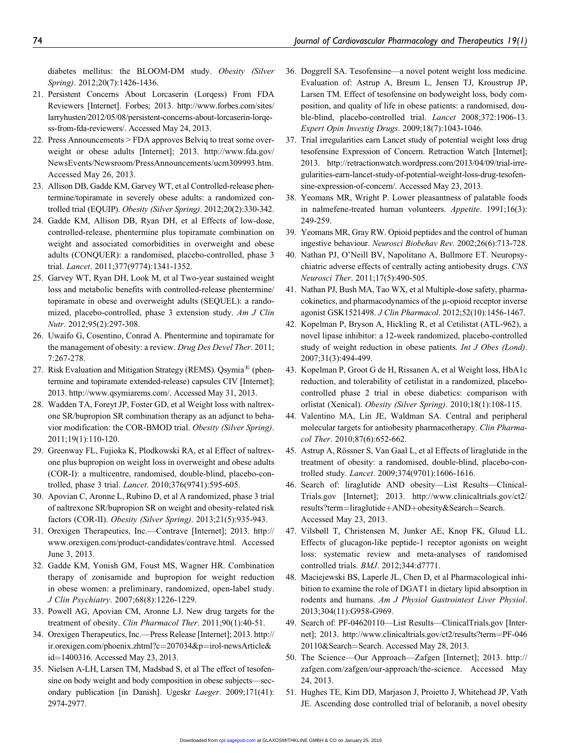diabetes mellitus: the BLOOM-DM study. *Obesity (Silver Spring)*. 2012;20(7):1426-1436.

21. Persistent Concerns About Lorcaserin (Lorqess) From FDA Reviewers [Internet]. Forbes; 2013. http://www.forbes.com/sites/larryhusten/2012/05/08/persistent-concerns-about-lorcaserin-lorqess-from-fda-reviewers/. Accessed May 24, 2013.
22. Press Announcements > FDA approves Belviq to treat some overweight or obese adults [Internet]; 2013. http://www.fda.gov/NewsEvents/Newsroom/PressAnnouncements/ucm309993.htm. Accessed May 26, 2013.
23. Allison DB, Gadde KM, Garvey WT, et al Controlled-release phentermine/topiramate in severely obese adults: a randomized controlled trial (EQUIP). *Obesity (Silver Spring)*. 2012;20(2):330-342.
24. Gadde KM, Allison DB, Ryan DH, et al Effects of low-dose, controlled-release, phentermine plus topiramate combination on weight and associated comorbidities in overweight and obese adults (CONQUER): a randomised, placebo-controlled, phase 3 trial. *Lancet*. 2011;377(9774):1341-1352.
25. Garvey WT, Ryan DH, Look M, et al Two-year sustained weight loss and metabolic benefits with controlled-release phentermine/topiramate in obese and overweight adults (SEQUEL): a randomized, placebo-controlled, phase 3 extension study. *Am J Clin Nutr*. 2012;95(2):297-308.
26. Uwaifo G, Cosentino, Conrad A. Phentermine and topiramate for the management of obesity: a review. *Drug Des Devel Ther*. 2011;7:267-278.
27. Risk Evaluation and Mitigation Strategy (REMS). Qsymia® (phentermine and topiramate extended-release) capsules CIV [Internet]; 2013. http://www.qsymiarems.com/. Accessed May 31, 2013.
28. Wadden TA, Foreyt JP, Foster GD, et al Weight loss with naltrexone SR/bupropion SR combination therapy as an adjunct to behavior modification: the COR-BMOD trial. *Obesity (Silver Spring)*. 2011;19(1):110-120.
29. Greenway FL, Fujioka K, Plodkowski RA, et al Effect of naltrexone plus bupropion on weight loss in overweight and obese adults (COR-I): a multicentre, randomised, double-blind, placebo-controlled, phase 3 trial. *Lancet*. 2010;376(9741):595-605.
30. Apovian C, Aronne L, Rubino D, et al A randomized, phase 3 trial of naltrexone SR/bupropion SR on weight and obesity-related risk factors (COR-II). *Obesity (Silver Spring)*. 2013;21(5):935-943.
31. Orexigen Therapeutics, Inc.—Contrave [Internet]; 2013. http://www.orexigen.com/product-candidates/contrave.html. Accessed June 3, 2013.
32. Gadde KM, Yonish GM, Foust MS, Wagner HR. Combination therapy of zonisamide and bupropion for weight reduction in obese women: a preliminary, randomized, open-label study. *J Clin Psychiatry*. 2007;68(8):1226-1229.
33. Powell AG, Apovian CM, Aronne LJ. New drug targets for the treatment of obesity. *Clin Pharmacol Ther*. 2011;90(1):40-51.
34. Orexigen Therapeutics, Inc.—Press Release [Internet]; 2013. http://ir.orexigen.com/phoenix.zhtml?c=207034&p=irol-newsArticle&id=1400316. Accessed May 23, 2013.
35. Nielsen A-LH, Larsen TM, Madsbad S, et al The effect of tesofensine on body weight and body composition in obese subjects—secondary publication [in Danish]. *Ugeskr Laeger*. 2009;171(41):2974-2977.
36. Doggrell SA. Tesofensine—a novel potent weight loss medicine. Evaluation of: Astrup A, Breum L, Jensen TJ, Kroustrup JP, Larsen TM. Effect of tesofensine on bodyweight loss, body composition, and quality of life in obese patients: a randomised, double-blind, placebo-controlled trial. *Lancet* 2008;372:1906-13. *Expert Opin Investig Drugs*. 2009;18(7):1043-1046.
37. Trial irregularities earn Lancet study of potential weight loss drug tesofensine Expression of Concern. Retraction Watch [Internet]; 2013. http://retractionwatch.wordpress.com/2013/04/09/trial-irregularities-earn-lancet-study-of-potential-weight-loss-drug-tesofensine-expression-of-concern/. Accessed May 23, 2013.
38. Yeomans MR, Wright P. Lower pleasantness of palatable foods in nalmefene-treated human volunteers. *Appetite*. 1991;16(3):249-259.
39. Yeomans MR, Gray RW. Opioid peptides and the control of human ingestive behaviour. *Neurosci Biobehav Rev*. 2002;26(6):713-728.
40. Nathan PJ, O'Neill BV, Napolitano A, Bullmore ET. Neuropsychiatric adverse effects of centrally acting antiobesity drugs. *CNS Neurosci Ther*. 2011;17(5):490-505.
41. Nathan PJ, Bush MA, Tao WX, et al Multiple-dose safety, pharmacokinetics, and pharmacodynamics of the μ-opioid receptor inverse agonist GSK1521498. *J Clin Pharmacol*. 2012;52(10):1456-1467.
42. Kopelman P, Bryson A, Hickling R, et al Cetilistat (ATL-962), a novel lipase inhibitor: a 12-week randomized, placebo-controlled study of weight reduction in obese patients. *Int J Obes (Lond)*. 2007;31(3):494-499.
43. Kopelman P, Groot G de H, Rissanen A, et al Weight loss, HbA1c reduction, and tolerability of cetilistat in a randomized, placebo-controlled phase 2 trial in obese diabetics: comparison with orlistat (Xenical). *Obesity (Silver Spring)*. 2010;18(1):108-115.
44. Valentino MA, Lin JE, Waldman SA. Central and peripheral molecular targets for antiobesity pharmacotherapy. *Clin Pharmacol Ther*. 2010;87(6):652-662.
45. Astrup A, Rössner S, Van Gaal L, et al Effects of liraglutide in the treatment of obesity: a randomised, double-blind, placebo-controlled study. *Lancet*. 2009;374(9701):1606-1616.
46. Search of: liraglutide AND obesity—List Results—ClinicalTrials.gov [Internet]; 2013. http://www.clinicaltrials.gov/ct2/results?term=liraglutide+AND+obesity&Search=Search. Accessed May 23, 2013.
47. Vilsbøll T, Christensen M, Junker AE, Knop FK, Gluud LL. Effects of glucagon-like peptide-1 receptor agonists on weight loss: systematic review and meta-analyses of randomised controlled trials. *BMJ*. 2012;344:d7771.
48. Maciejewski BS, Laperle JL, Chen D, et al Pharmacological inhibition to examine the role of DGAT1 in dietary lipid absorption in rodents and humans. *Am J Physiol Gastrointest Liver Physiol*. 2013;304(11):G958-G969.
49. Search of: PF-04620110—List Results—ClinicalTrials.gov [Internet]; 2013. http://www.clinicaltrials.gov/ct2/results?term=PF-04620110&Search=Search. Accessed May 28, 2013.
50. The Science—Our Approach—Zafgen [Internet]; 2013. http://zafgen.com/zafgen/our-approach/the-science. Accessed May 24, 2013.
51. Hughes TE, Kim DD, Marjason J, Proietto J, Whitehead JP, Vath JE. Ascending dose controlled trial of beloranib, a novel obesity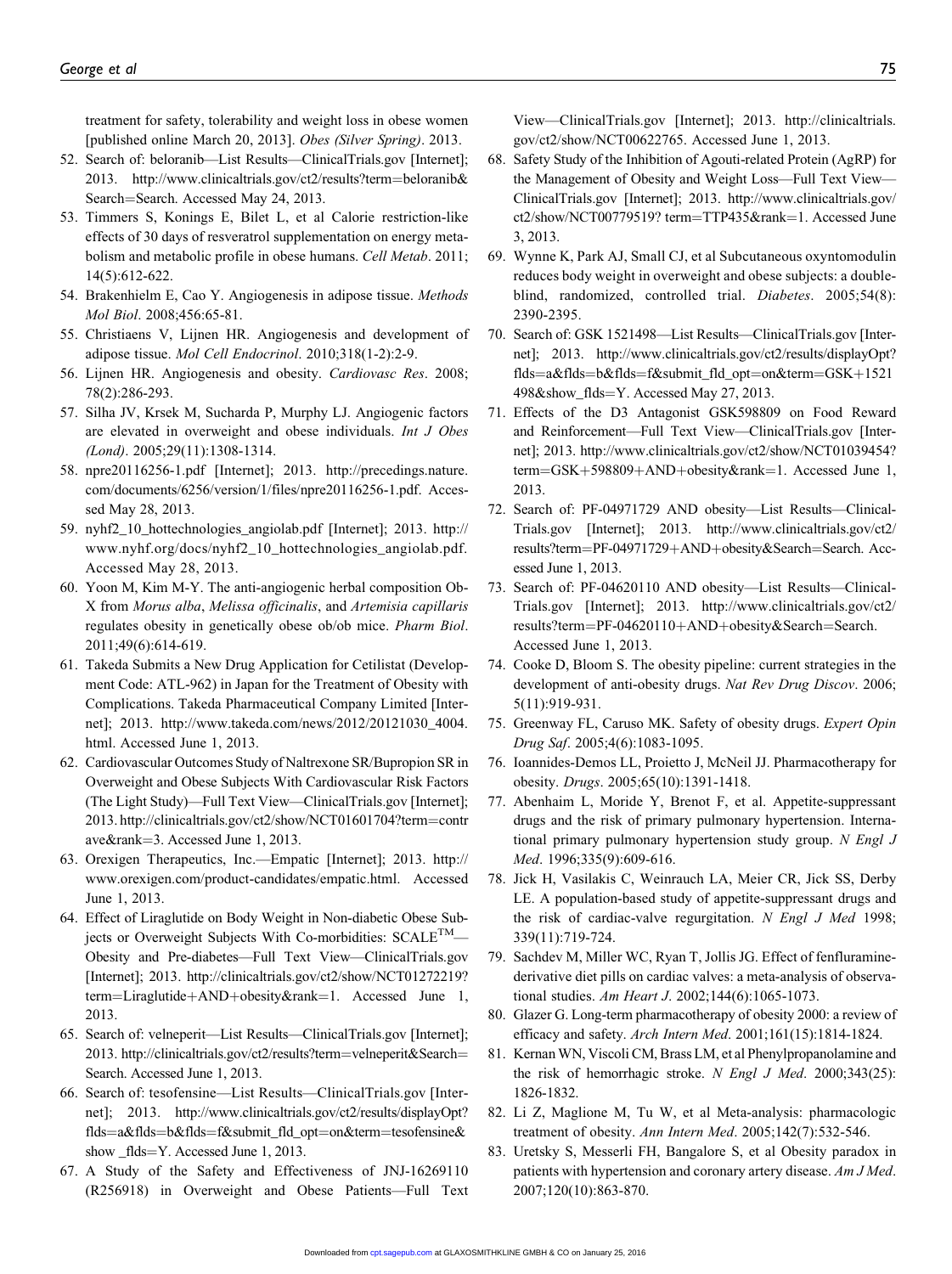treatment for safety, tolerability and weight loss in obese women [published online March 20, 2013]. *Obes (Silver Spring)*. 2013.

52. Search of: beloranib—List Results—ClinicalTrials.gov [Internet]; 2013. http://www.clinicaltrials.gov/ct2/results?term=beloranib&Search=Search. Accessed May 24, 2013.
53. Timmers S, Konings E, Bilet L, et al Calorie restriction-like effects of 30 days of resveratrol supplementation on energy metabolism and metabolic profile in obese humans. *Cell Metab*. 2011; 14(5):612-622.
54. Brakenhielm E, Cao Y. Angiogenesis in adipose tissue. *Methods Mol Biol*. 2008;456:65-81.
55. Christiaens V, Lijnen HR. Angiogenesis and development of adipose tissue. *Mol Cell Endocrinol*. 2010;318(1-2):2-9.
56. Lijnen HR. Angiogenesis and obesity. *Cardiovasc Res*. 2008; 78(2):286-293.
57. Silha JV, Krsek M, Sucharda P, Murphy LJ. Angiogenic factors are elevated in overweight and obese individuals. *Int J Obes (Lond)*. 2005;29(11):1308-1314.
58. npre20116256-1.pdf [Internet]; 2013. http://precedings.nature.com/documents/6256/version/1/files/npre20116256-1.pdf. Accessed May 28, 2013.
59. nyhf2_10_hottechnologies_angiolab.pdf [Internet]; 2013. http://www.nyhf.org/docs/nyhf2_10_hottechnologies_angiolab.pdf. Accessed May 28, 2013.
60. Yoon M, Kim M-Y. The anti-angiogenic herbal composition Ob-X from *Morus alba*, *Melissa officinalis*, and *Artemisia capillaris* regulates obesity in genetically obese ob/ob mice. *Pharm Biol*. 2011;49(6):614-619.
61. Takeda Submits a New Drug Application for Cetilistat (Development Code: ATL-962) in Japan for the Treatment of Obesity with Complications. Takeda Pharmaceutical Company Limited [Internet]; 2013. http://www.takeda.com/news/2012/20121030_4004.html. Accessed June 1, 2013.
62. Cardiovascular Outcomes Study of Naltrexone SR/Bupropion SR in Overweight and Obese Subjects With Cardiovascular Risk Factors (The Light Study)—Full Text View—ClinicalTrials.gov [Internet]; 2013. http://clinicaltrials.gov/ct2/show/NCT01601704?term=contrave&rank=3. Accessed June 1, 2013.
63. Orexigen Therapeutics, Inc.—Empatic [Internet]; 2013. http://www.orexigen.com/product-candidates/empatic.html. Accessed June 1, 2013.
64. Effect of Liraglutide on Body Weight in Non-diabetic Obese Subjects or Overweight Subjects With Co-morbidities: SCALE™—Obesity and Pre-diabetes—Full Text View—ClinicalTrials.gov [Internet]; 2013. http://clinicaltrials.gov/ct2/show/NCT01272219?term=Liraglutide+AND+obesity&rank=1. Accessed June 1, 2013.
65. Search of: velneperit—List Results—ClinicalTrials.gov [Internet]; 2013. http://clinicaltrials.gov/ct2/results?term=velneperit&Search=Search. Accessed June 1, 2013.
66. Search of: tesofensine—List Results—ClinicalTrials.gov [Internet]; 2013. http://www.clinicaltrials.gov/ct2/results/displayOpt?flds=a&flds=b&flds=f&submit_fld_opt=on&term=tesofensine&show_flds=Y. Accessed June 1, 2013.
67. A Study of the Safety and Effectiveness of JNJ-16269110 (R256918) in Overweight and Obese Patients—Full Text View—ClinicalTrials.gov [Internet]; 2013. http://clinicaltrials.gov/ct2/show/NCT00622765. Accessed June 1, 2013.
68. Safety Study of the Inhibition of Agouti-related Protein (AgRP) for the Management of Obesity and Weight Loss—Full Text View—ClinicalTrials.gov [Internet]; 2013. http://www.clinicaltrials.gov/ct2/show/NCT00779519? term=TTP435&rank=1. Accessed June 3, 2013.
69. Wynne K, Park AJ, Small CJ, et al Subcutaneous oxyntomodulin reduces body weight in overweight and obese subjects: a double-blind, randomized, controlled trial. *Diabetes*. 2005;54(8): 2390-2395.
70. Search of: GSK 1521498—List Results—ClinicalTrials.gov [Internet]; 2013. http://www.clinicaltrials.gov/ct2/results/displayOpt?flds=a&flds=b&flds=f&submit_fld_opt=on&term=GSK+1521498&show_flds=Y. Accessed May 27, 2013.
71. Effects of the D3 Antagonist GSK598809 on Food Reward and Reinforcement—Full Text View—ClinicalTrials.gov [Internet]; 2013. http://www.clinicaltrials.gov/ct2/show/NCT01039454?term=GSK+598809+AND+obesity&rank=1. Accessed June 1, 2013.
72. Search of: PF-04971729 AND obesity—List Results—ClinicalTrials.gov [Internet]; 2013. http://www.clinicaltrials.gov/ct2/results?term=PF-04971729+AND+obesity&Search=Search. Accessed June 1, 2013.
73. Search of: PF-04620110 AND obesity—List Results—ClinicalTrials.gov [Internet]; 2013. http://www.clinicaltrials.gov/ct2/results?term=PF-04620110+AND+obesity&Search=Search. Accessed June 1, 2013.
74. Cooke D, Bloom S. The obesity pipeline: current strategies in the development of anti-obesity drugs. *Nat Rev Drug Discov*. 2006; 5(11):919-931.
75. Greenway FL, Caruso MK. Safety of obesity drugs. *Expert Opin Drug Saf*. 2005;4(6):1083-1095.
76. Ioannides-Demos LL, Proietto J, McNeil JJ. Pharmacotherapy for obesity. *Drugs*. 2005;65(10):1391-1418.
77. Abenhaim L, Moride Y, Brenot F, et al. Appetite-suppressant drugs and the risk of primary pulmonary hypertension. International primary pulmonary hypertension study group. *N Engl J Med*. 1996;335(9):609-616.
78. Jick H, Vasilakis C, Weinrauch LA, Meier CR, Jick SS, Derby LE. A population-based study of appetite-suppressant drugs and the risk of cardiac-valve regurgitation. *N Engl J Med* 1998; 339(11):719-724.
79. Sachdev M, Miller WC, Ryan T, Jollis JG. Effect of fenfluramine-derivative diet pills on cardiac valves: a meta-analysis of observational studies. *Am Heart J*. 2002;144(6):1065-1073.
80. Glazer G. Long-term pharmacotherapy of obesity 2000: a review of efficacy and safety. *Arch Intern Med*. 2001;161(15):1814-1824.
81. Kernan WN, Viscoli CM, Brass LM, et al Phenylpropanolamine and the risk of hemorrhagic stroke. *N Engl J Med*. 2000;343(25): 1826-1832.
82. Li Z, Maglione M, Tu W, et al Meta-analysis: pharmacologic treatment of obesity. *Ann Intern Med*. 2005;142(7):532-546.
83. Uretsky S, Messerli FH, Bangalore S, et al Obesity paradox in patients with hypertension and coronary artery disease. *Am J Med*. 2007;120(10):863-870.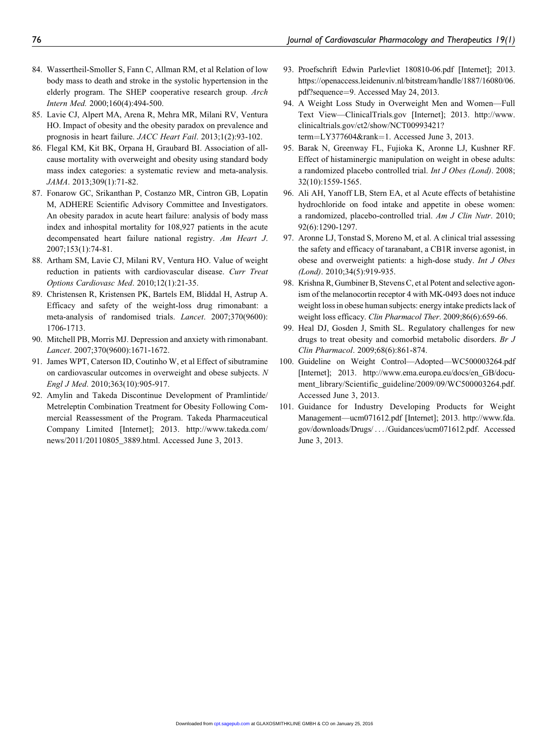84. Wassertheil-Smoller S, Fann C, Allman RM, et al Relation of low body mass to death and stroke in the systolic hypertension in the elderly program. The SHEP cooperative research group. *Arch Intern Med.* 2000;160(4):494-500.
85. Lavie CJ, Alpert MA, Arena R, Mehra MR, Milani RV, Ventura HO. Impact of obesity and the obesity paradox on prevalence and prognosis in heart failure. *JACC Heart Fail*. 2013;1(2):93-102.
86. Flegal KM, Kit BK, Orpana H, Graubard BI. Association of all-cause mortality with overweight and obesity using standard body mass index categories: a systematic review and meta-analysis. *JAMA*. 2013;309(1):71-82.
87. Fonarow GC, Srikanthan P, Costanzo MR, Cintron GB, Lopatin M, ADHERE Scientific Advisory Committee and Investigators. An obesity paradox in acute heart failure: analysis of body mass index and inhospital mortality for 108,927 patients in the acute decompensated heart failure national registry. *Am Heart J*. 2007;153(1):74-81.
88. Artham SM, Lavie CJ, Milani RV, Ventura HO. Value of weight reduction in patients with cardiovascular disease. *Curr Treat Options Cardiovasc Med*. 2010;12(1):21-35.
89. Christensen R, Kristensen PK, Bartels EM, Bliddal H, Astrup A. Efficacy and safety of the weight-loss drug rimonabant: a meta-analysis of randomised trials. *Lancet*. 2007;370(9600): 1706-1713.
90. Mitchell PB, Morris MJ. Depression and anxiety with rimonabant. *Lancet*. 2007;370(9600):1671-1672.
91. James WPT, Caterson ID, Coutinho W, et al Effect of sibutramine on cardiovascular outcomes in overweight and obese subjects. *N Engl J Med*. 2010;363(10):905-917.
92. Amylin and Takeda Discontinue Development of Pramlintide/Metreleptin Combination Treatment for Obesity Following Commercial Reassessment of the Program. Takeda Pharmaceutical Company Limited [Internet]; 2013. http://www.takeda.com/news/2011/20110805_3889.html. Accessed June 3, 2013.
93. Proefschrift Edwin Parlevliet 180810-06.pdf [Internet]; 2013. https://openaccess.leidenuniv.nl/bitstream/handle/1887/16080/06.pdf?sequence=9. Accessed May 24, 2013.
94. A Weight Loss Study in Overweight Men and Women—Full Text View—ClinicalTrials.gov [Internet]; 2013. http://www.clinicaltrials.gov/ct2/show/NCT00993421?term=LY377604&rank=1. Accessed June 3, 2013.
95. Barak N, Greenway FL, Fujioka K, Aronne LJ, Kushner RF. Effect of histaminergic manipulation on weight in obese adults: a randomized placebo controlled trial. *Int J Obes (Lond)*. 2008; 32(10):1559-1565.
96. Ali AH, Yanoff LB, Stern EA, et al Acute effects of betahistine hydrochloride on food intake and appetite in obese women: a randomized, placebo-controlled trial. *Am J Clin Nutr*. 2010; 92(6):1290-1297.
97. Aronne LJ, Tonstad S, Moreno M, et al. A clinical trial assessing the safety and efficacy of taranabant, a CB1R inverse agonist, in obese and overweight patients: a high-dose study. *Int J Obes (Lond)*. 2010;34(5):919-935.
98. Krishna R, Gumbiner B, Stevens C, et al Potent and selective agonism of the melanocortin receptor 4 with MK-0493 does not induce weight loss in obese human subjects: energy intake predicts lack of weight loss efficacy. *Clin Pharmacol Ther*. 2009;86(6):659-66.
99. Heal DJ, Gosden J, Smith SL. Regulatory challenges for new drugs to treat obesity and comorbid metabolic disorders. *Br J Clin Pharmacol*. 2009;68(6):861-874.
100. Guideline on Weight Control—Adopted—WC500003264.pdf [Internet]; 2013. http://www.ema.europa.eu/docs/en_GB/document_library/Scientific_guideline/2009/09/WC500003264.pdf. Accessed June 3, 2013.
101. Guidance for Industry Developing Products for Weight Management—ucm071612.pdf [Internet]; 2013. http://www.fda.gov/downloads/Drugs/ . . . /Guidances/ucm071612.pdf. Accessed June 3, 2013.